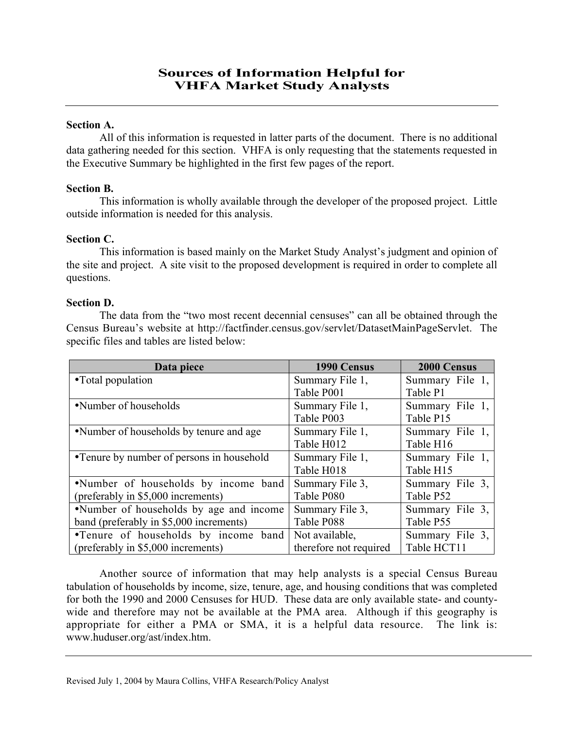# Sources of Information Helpful for VHFA Market Study Analysts

**Section A.**

All of this information is requested in latter parts of the document. There is no additional data gathering needed for this section. VHFA is only requesting that the statements requested in the Executive Summary be highlighted in the first few pages of the report.

**Section B.**

This information is wholly available through the developer of the proposed project. Little outside information is needed for this analysis.

**Section C.**

This information is based mainly on the Market Study Analyst's judgment and opinion of the site and project. A site visit to the proposed development is required in order to complete all questions.

**Section D.**

The data from the "two most recent decennial censuses" can all be obtained through the Census Bureau's website at http://factfinder.census.gov/servlet/DatasetMainPageServlet. The specific files and tables are listed below:

| Data piece | 1990 Census | 2000 Census |
|---|---|---|
| •Total population | Summary File 1, Table P001 | Summary File 1, Table P1 |
| •Number of households | Summary File 1, Table P003 | Summary File 1, Table P15 |
| •Number of households by tenure and age | Summary File 1, Table H012 | Summary File 1, Table H16 |
| •Tenure by number of persons in household | Summary File 1, Table H018 | Summary File 1, Table H15 |
| •Number of households by income band (preferably in $5,000 increments) | Summary File 3, Table P080 | Summary File 3, Table P52 |
| •Number of households by age and income band (preferably in $5,000 increments) | Summary File 3, Table P088 | Summary File 3, Table P55 |
| •Tenure of households by income band (preferably in $5,000 increments) | Not available, therefore not required | Summary File 3, Table HCT11 |

Another source of information that may help analysts is a special Census Bureau tabulation of households by income, size, tenure, age, and housing conditions that was completed for both the 1990 and 2000 Censuses for HUD. These data are only available state- and county-wide and therefore may not be available at the PMA area. Although if this geography is appropriate for either a PMA or SMA, it is a helpful data resource. The link is: www.huduser.org/ast/index.htm.

Revised July 1, 2004 by Maura Collins, VHFA Research/Policy Analyst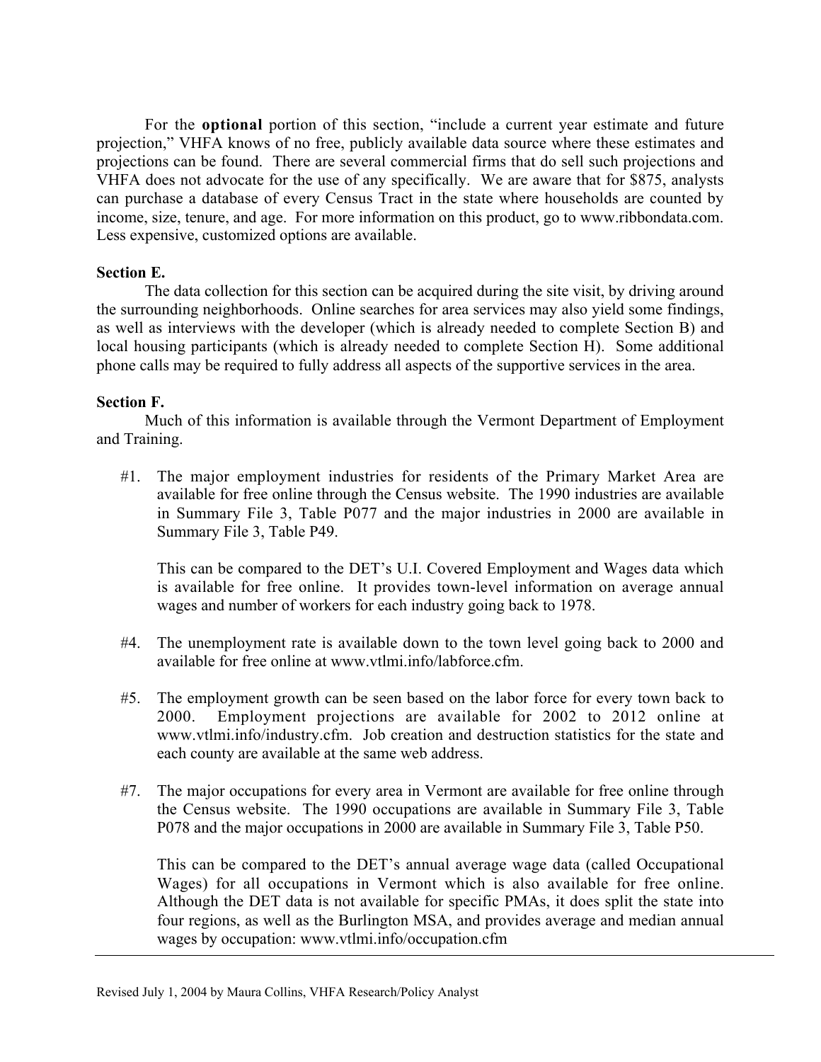For the **optional** portion of this section, "include a current year estimate and future projection," VHFA knows of no free, publicly available data source where these estimates and projections can be found. There are several commercial firms that do sell such projections and VHFA does not advocate for the use of any specifically. We are aware that for $875, analysts can purchase a database of every Census Tract in the state where households are counted by income, size, tenure, and age. For more information on this product, go to www.ribbondata.com. Less expensive, customized options are available.

**Section E.**

The data collection for this section can be acquired during the site visit, by driving around the surrounding neighborhoods. Online searches for area services may also yield some findings, as well as interviews with the developer (which is already needed to complete Section B) and local housing participants (which is already needed to complete Section H). Some additional phone calls may be required to fully address all aspects of the supportive services in the area.

**Section F.**

Much of this information is available through the Vermont Department of Employment and Training.

#1. The major employment industries for residents of the Primary Market Area are available for free online through the Census website. The 1990 industries are available in Summary File 3, Table P077 and the major industries in 2000 are available in Summary File 3, Table P49.

This can be compared to the DET's U.I. Covered Employment and Wages data which is available for free online. It provides town-level information on average annual wages and number of workers for each industry going back to 1978.

#4. The unemployment rate is available down to the town level going back to 2000 and available for free online at www.vtlmi.info/labforce.cfm.

#5. The employment growth can be seen based on the labor force for every town back to 2000. Employment projections are available for 2002 to 2012 online at www.vtlmi.info/industry.cfm. Job creation and destruction statistics for the state and each county are available at the same web address.

#7. The major occupations for every area in Vermont are available for free online through the Census website. The 1990 occupations are available in Summary File 3, Table P078 and the major occupations in 2000 are available in Summary File 3, Table P50.

This can be compared to the DET's annual average wage data (called Occupational Wages) for all occupations in Vermont which is also available for free online. Although the DET data is not available for specific PMAs, it does split the state into four regions, as well as the Burlington MSA, and provides average and median annual wages by occupation: www.vtlmi.info/occupation.cfm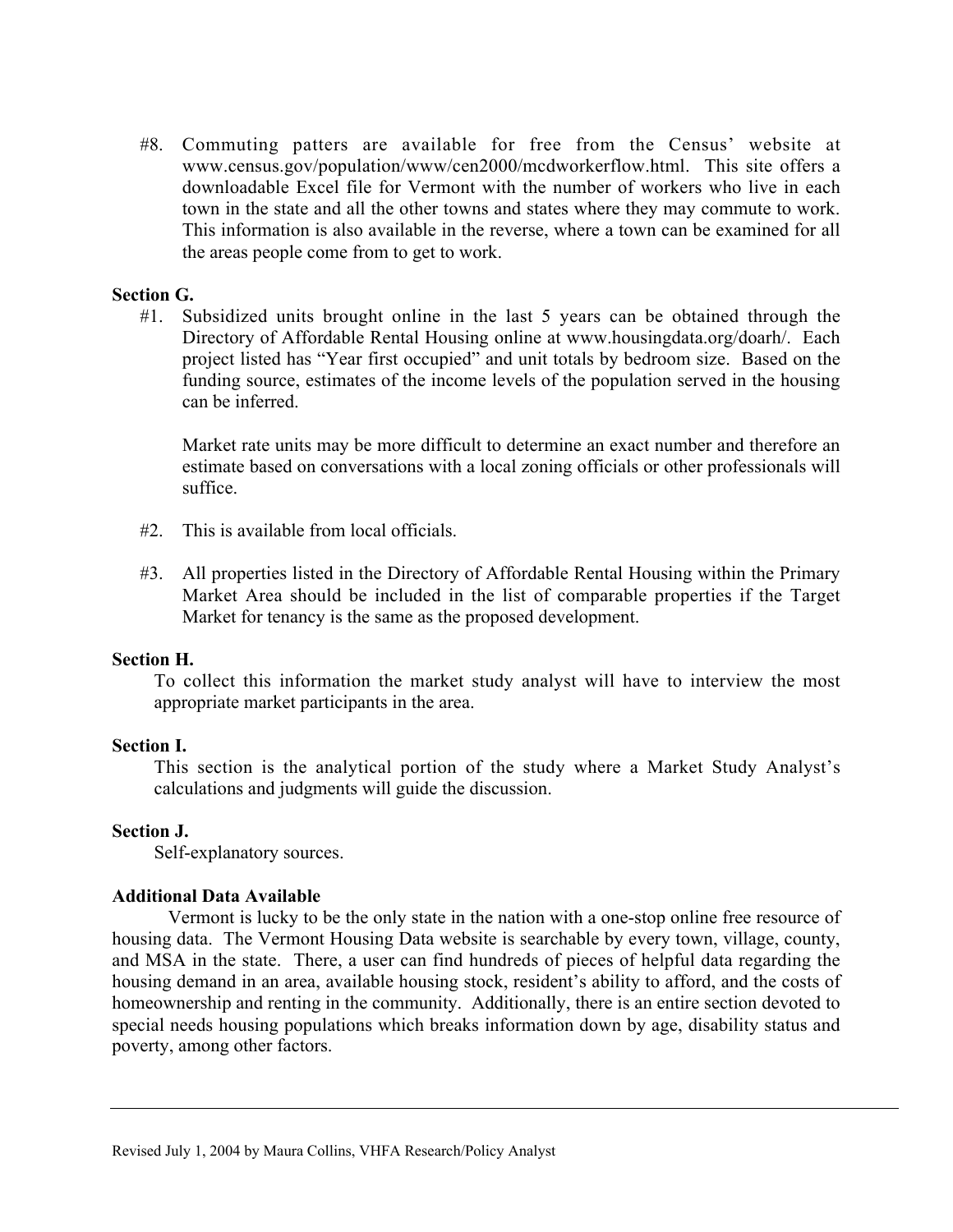#8. Commuting patters are available for free from the Census' website at www.census.gov/population/www/cen2000/mcdworkerflow.html. This site offers a downloadable Excel file for Vermont with the number of workers who live in each town in the state and all the other towns and states where they may commute to work. This information is also available in the reverse, where a town can be examined for all the areas people come from to get to work.

**Section G.**

#1. Subsidized units brought online in the last 5 years can be obtained through the Directory of Affordable Rental Housing online at www.housingdata.org/doarh/. Each project listed has "Year first occupied" and unit totals by bedroom size. Based on the funding source, estimates of the income levels of the population served in the housing can be inferred.

Market rate units may be more difficult to determine an exact number and therefore an estimate based on conversations with a local zoning officials or other professionals will suffice.

#2. This is available from local officials.

#3. All properties listed in the Directory of Affordable Rental Housing within the Primary Market Area should be included in the list of comparable properties if the Target Market for tenancy is the same as the proposed development.

**Section H.**

To collect this information the market study analyst will have to interview the most appropriate market participants in the area.

**Section I.**

This section is the analytical portion of the study where a Market Study Analyst's calculations and judgments will guide the discussion.

**Section J.**

Self-explanatory sources.

**Additional Data Available**

Vermont is lucky to be the only state in the nation with a one-stop online free resource of housing data. The Vermont Housing Data website is searchable by every town, village, county, and MSA in the state. There, a user can find hundreds of pieces of helpful data regarding the housing demand in an area, available housing stock, resident's ability to afford, and the costs of homeownership and renting in the community. Additionally, there is an entire section devoted to special needs housing populations which breaks information down by age, disability status and poverty, among other factors.

Revised July 1, 2004 by Maura Collins, VHFA Research/Policy Analyst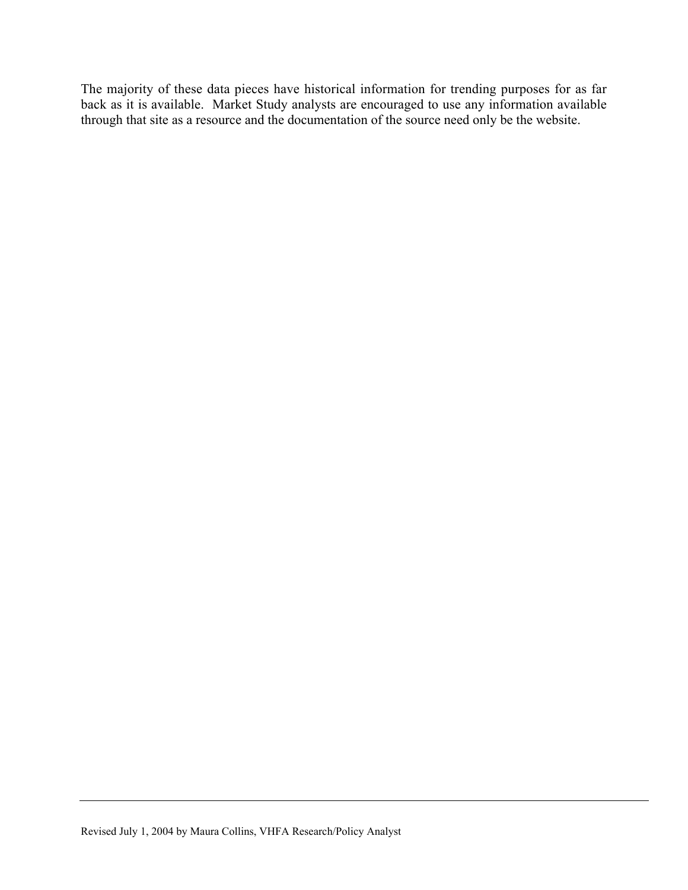The majority of these data pieces have historical information for trending purposes for as far back as it is available. Market Study analysts are encouraged to use any information available through that site as a resource and the documentation of the source need only be the website.